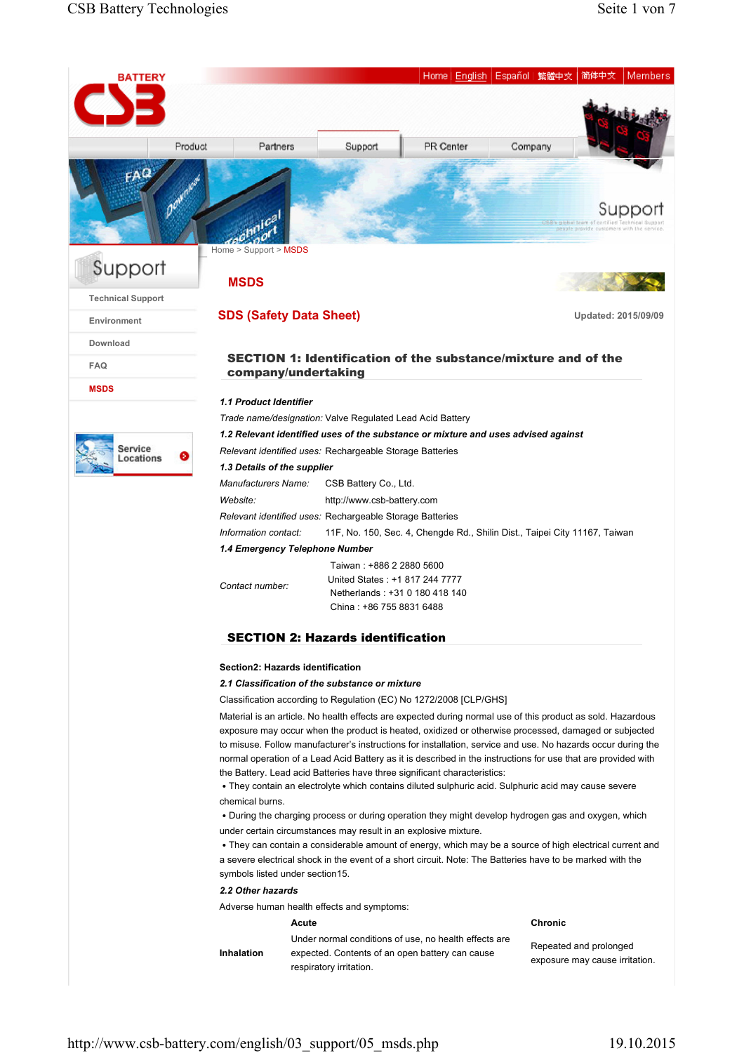Home | English | Español | 繁體中文 | 简体中文 | Members

Product | Partners | Support | PR Center | Company

Home > Support > MSDS

**Support**

- Technical Support
- Environment
- Download
- FAQ
- **MSDS**

Service Locations

# MSDS

## SDS (Safety Data Sheet)

Updated: 2015/09/09

### SECTION 1: Identification of the substance/mixture and of the company/undertaking

***1.1 Product Identifier***

*Trade name/designation:* Valve Regulated Lead Acid Battery

***1.2 Relevant identified uses of the substance or mixture and uses advised against***

*Relevant identified uses:* Rechargeable Storage Batteries

***1.3 Details of the supplier***

*Manufacturers Name:* CSB Battery Co., Ltd.

*Website:* http://www.csb-battery.com

*Relevant identified uses:* Rechargeable Storage Batteries

*Information contact:* 11F, No. 150, Sec. 4, Chengde Rd., Shilin Dist., Taipei City 11167, Taiwan

***1.4 Emergency Telephone Number***

*Contact number:*

Taiwan : +886 2 2880 5600
United States : +1 817 244 7777
Netherlands : +31 0 180 418 140
China : +86 755 8831 6488

### SECTION 2: Hazards identification

**Section2: Hazards identification**

***2.1 Classification of the substance or mixture***

Classification according to Regulation (EC) No 1272/2008 [CLP/GHS]

Material is an article. No health effects are expected during normal use of this product as sold. Hazardous exposure may occur when the product is heated, oxidized or otherwise processed, damaged or subjected to misuse. Follow manufacturer's instructions for installation, service and use. No hazards occur during the normal operation of a Lead Acid Battery as it is described in the instructions for use that are provided with the Battery. Lead acid Batteries have three significant characteristics:

- They contain an electrolyte which contains diluted sulphuric acid. Sulphuric acid may cause severe chemical burns.
- During the charging process or during operation they might develop hydrogen gas and oxygen, which under certain circumstances may result in an explosive mixture.
- They can contain a considerable amount of energy, which may be a source of high electrical current and a severe electrical shock in the event of a short circuit. Note: The Batteries have to be marked with the symbols listed under section15.

***2.2 Other hazards***

Adverse human health effects and symptoms:

| | Acute | Chronic |
|---|---|---|
| **Inhalation** | Under normal conditions of use, no health effects are expected. Contents of an open battery can cause respiratory irritation. | Repeated and prolonged exposure may cause irritation. |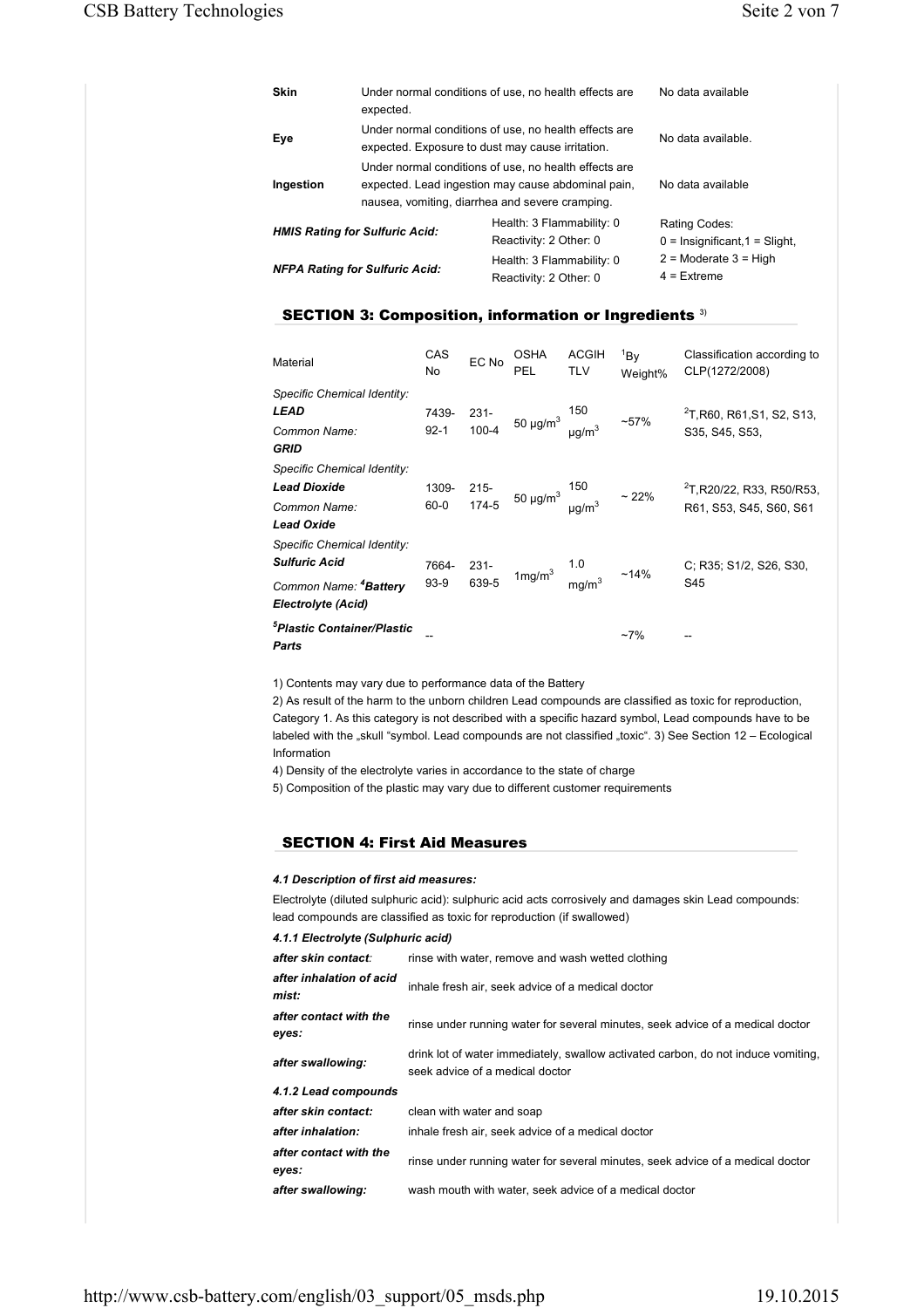| | | |
|---|---|---|
| **Skin** | Under normal conditions of use, no health effects are expected. | No data available |
| **Eye** | Under normal conditions of use, no health effects are expected. Exposure to dust may cause irritation. | No data available. |
| **Ingestion** | Under normal conditions of use, no health effects are expected. Lead ingestion may cause abdominal pain, nausea, vomiting, diarrhea and severe cramping. | No data available |

| | | |
|---|---|---|
| ***HMIS Rating for Sulfuric Acid:*** | Health: 3 Flammability: 0 Reactivity: 2 Other: 0 | Rating Codes: 0 = Insignificant,1 = Slight, 2 = Moderate 3 = High 4 = Extreme |
| ***NFPA Rating for Sulfuric Acid:*** | Health: 3 Flammability: 0 Reactivity: 2 Other: 0 | |

## SECTION 3: Composition, information or Ingredients [3)]

| Material | CAS No | EC No | OSHA PEL | ACGIH TLV | [1]By Weight% | Classification according to CLP(1272/2008) |
|---|---|---|---|---|---|---|
| *Specific Chemical Identity:* ***LEAD*** *Common Name:* ***GRID*** | 7439-92-1 | 231-100-4 | 50 µg/m$^3$ | 150 µg/m$^3$ | ~57% | [2]T,R60, R61,S1, S2, S13, S35, S45, S53, |
| *Specific Chemical Identity:* ***Lead Dioxide*** *Common Name:* ***Lead Oxide*** | 1309-60-0 | 215-174-5 | 50 µg/m$^3$ | 150 µg/m$^3$ | ~ 22% | [2]T,R20/22, R33, R50/R53, R61, S53, S45, S60, S61 |
| *Specific Chemical Identity:* ***Sulfuric Acid*** *Common Name:* [4]***Battery Electrolyte (Acid)*** | 7664-93-9 | 231-639-5 | 1mg/m$^3$ | 1.0 mg/m$^3$ | ~14% | C; R35; S1/2, S26, S30, S45 |
| [5]***Plastic Container/Plastic Parts*** | -- | | | | ~7% | -- |

1) Contents may vary due to performance data of the Battery
2) As result of the harm to the unborn children Lead compounds are classified as toxic for reproduction, Category 1. As this category is not described with a specific hazard symbol, Lead compounds have to be labeled with the „skull "symbol. Lead compounds are not classified „toxic". 3) See Section 12 – Ecological Information
4) Density of the electrolyte varies in accordance to the state of charge
5) Composition of the plastic may vary due to different customer requirements

## SECTION 4: First Aid Measures

***4.1 Description of first aid measures:***

Electrolyte (diluted sulphuric acid): sulphuric acid acts corrosively and damages skin Lead compounds: lead compounds are classified as toxic for reproduction (if swallowed)

***4.1.1 Electrolyte (Sulphuric acid)***

| | |
|---|---|
| ***after skin contact:*** | rinse with water, remove and wash wetted clothing |
| ***after inhalation of acid mist:*** | inhale fresh air, seek advice of a medical doctor |
| ***after contact with the eyes:*** | rinse under running water for several minutes, seek advice of a medical doctor |
| ***after swallowing:*** | drink lot of water immediately, swallow activated carbon, do not induce vomiting, seek advice of a medical doctor |

***4.1.2 Lead compounds***

| | |
|---|---|
| ***after skin contact:*** | clean with water and soap |
| ***after inhalation:*** | inhale fresh air, seek advice of a medical doctor |
| ***after contact with the eyes:*** | rinse under running water for several minutes, seek advice of a medical doctor |
| ***after swallowing:*** | wash mouth with water, seek advice of a medical doctor |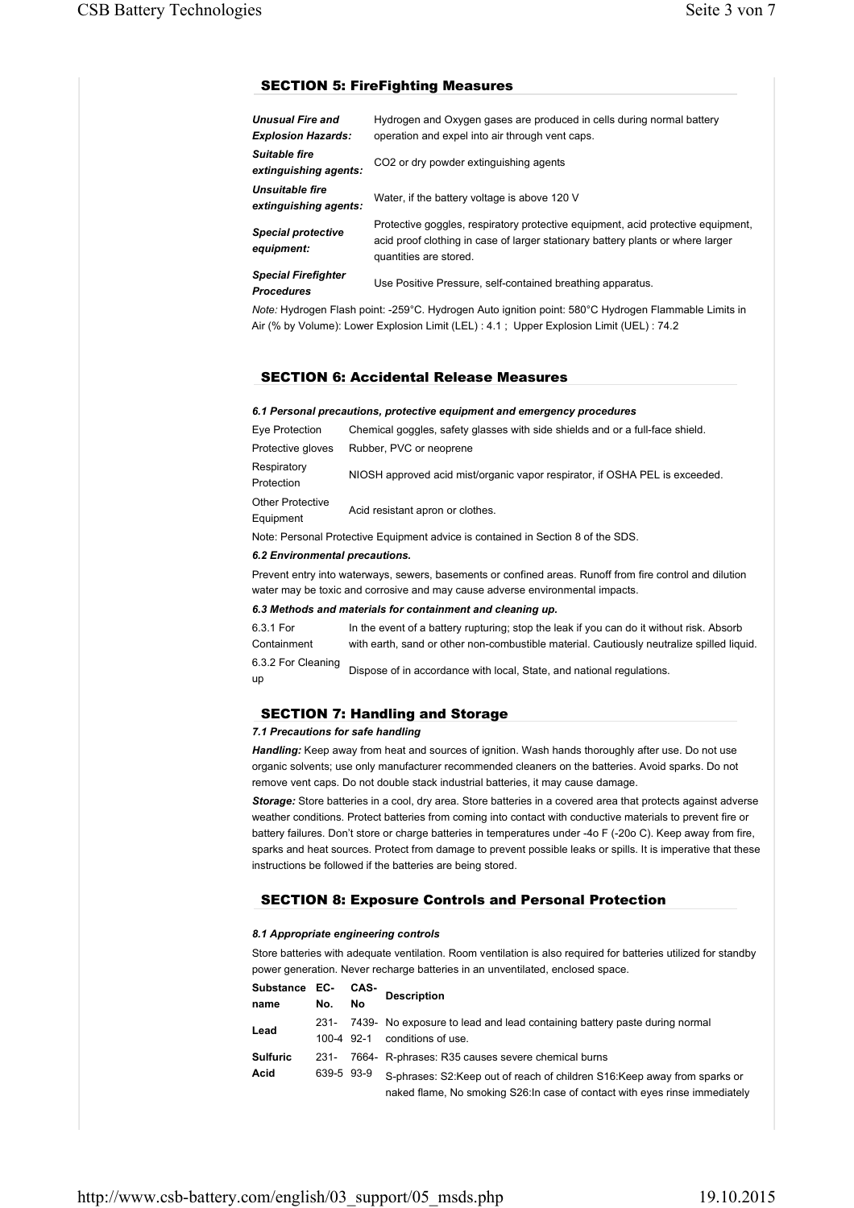## SECTION 5: FireFighting Measures

| | |
|---|---|
| ***Unusual Fire and Explosion Hazards:*** | Hydrogen and Oxygen gases are produced in cells during normal battery operation and expel into air through vent caps. |
| ***Suitable fire extinguishing agents:*** | CO2 or dry powder extinguishing agents |
| ***Unsuitable fire extinguishing agents:*** | Water, if the battery voltage is above 120 V |
| ***Special protective equipment:*** | Protective goggles, respiratory protective equipment, acid protective equipment, acid proof clothing in case of larger stationary battery plants or where larger quantities are stored. |
| ***Special Firefighter Procedures*** | Use Positive Pressure, self-contained breathing apparatus. |

*Note:* Hydrogen Flash point: -259°C. Hydrogen Auto ignition point: 580°C Hydrogen Flammable Limits in Air (% by Volume): Lower Explosion Limit (LEL) : 4.1 ; Upper Explosion Limit (UEL) : 74.2

## SECTION 6: Accidental Release Measures

***6.1 Personal precautions, protective equipment and emergency procedures***

| | |
|---|---|
| Eye Protection | Chemical goggles, safety glasses with side shields and or a full-face shield. |
| Protective gloves | Rubber, PVC or neoprene |
| Respiratory Protection | NIOSH approved acid mist/organic vapor respirator, if OSHA PEL is exceeded. |
| Other Protective Equipment | Acid resistant apron or clothes. |

Note: Personal Protective Equipment advice is contained in Section 8 of the SDS.

***6.2 Environmental precautions.***

Prevent entry into waterways, sewers, basements or confined areas. Runoff from fire control and dilution water may be toxic and corrosive and may cause adverse environmental impacts.

***6.3 Methods and materials for containment and cleaning up.***

| | |
|---|---|
| 6.3.1 For Containment | In the event of a battery rupturing; stop the leak if you can do it without risk. Absorb with earth, sand or other non-combustible material. Cautiously neutralize spilled liquid. |
| 6.3.2 For Cleaning up | Dispose of in accordance with local, State, and national regulations. |

## SECTION 7: Handling and Storage

***7.1 Precautions for safe handling***

***Handling:*** Keep away from heat and sources of ignition. Wash hands thoroughly after use. Do not use organic solvents; use only manufacturer recommended cleaners on the batteries. Avoid sparks. Do not remove vent caps. Do not double stack industrial batteries, it may cause damage.

***Storage:*** Store batteries in a cool, dry area. Store batteries in a covered area that protects against adverse weather conditions. Protect batteries from coming into contact with conductive materials to prevent fire or battery failures. Don't store or charge batteries in temperatures under -4o F (-20o C). Keep away from fire, sparks and heat sources. Protect from damage to prevent possible leaks or spills. It is imperative that these instructions be followed if the batteries are being stored.

## SECTION 8: Exposure Controls and Personal Protection

***8.1 Appropriate engineering controls***

Store batteries with adequate ventilation. Room ventilation is also required for batteries utilized for standby power generation. Never recharge batteries in an unventilated, enclosed space.

| Substance name | EC-No. | CAS-No | Description |
|---|---|---|---|
| **Lead** | 231-100-4 | 7439-92-1 | No exposure to lead and lead containing battery paste during normal conditions of use. |
| **Sulfuric Acid** | 231-639-5 | 7664-93-9 | R-phrases: R35 causes severe chemical burns<br>S-phrases: S2:Keep out of reach of children S16:Keep away from sparks or naked flame, No smoking S26:In case of contact with eyes rinse immediately |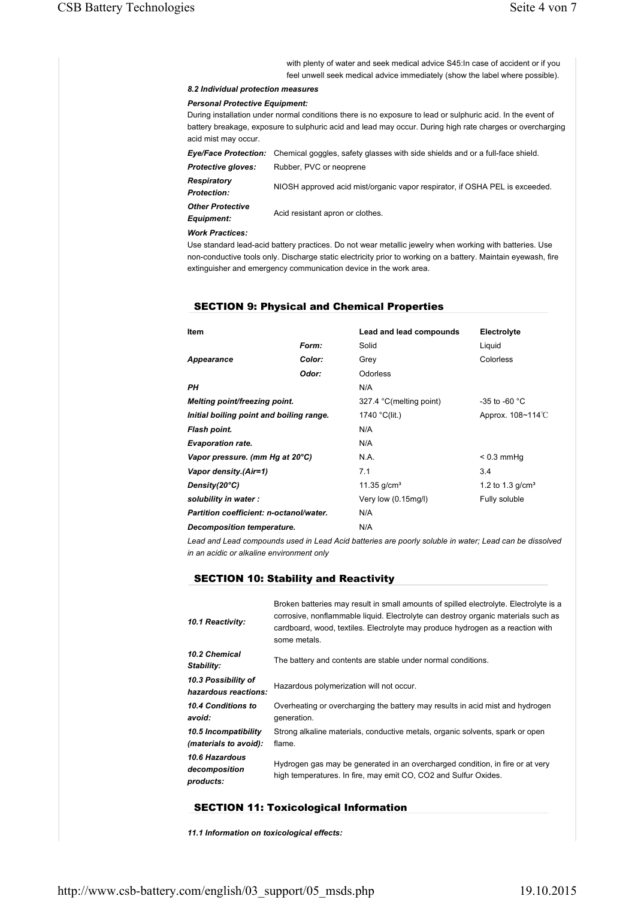with plenty of water and seek medical advice S45:In case of accident or if you feel unwell seek medical advice immediately (show the label where possible).

***8.2 Individual protection measures***

***Personal Protective Equipment:***

During installation under normal conditions there is no exposure to lead or sulphuric acid. In the event of battery breakage, exposure to sulphuric acid and lead may occur. During high rate charges or overcharging acid mist may occur.

| | |
|---|---|
| ***Eye/Face Protection:*** | Chemical goggles, safety glasses with side shields and or a full-face shield. |
| ***Protective gloves:*** | Rubber, PVC or neoprene |
| ***Respiratory Protection:*** | NIOSH approved acid mist/organic vapor respirator, if OSHA PEL is exceeded. |
| ***Other Protective Equipment:*** | Acid resistant apron or clothes. |

***Work Practices:***

Use standard lead-acid battery practices. Do not wear metallic jewelry when working with batteries. Use non-conductive tools only. Discharge static electricity prior to working on a battery. Maintain eyewash, fire extinguisher and emergency communication device in the work area.

## SECTION 9: Physical and Chemical Properties

| **Item** | | **Lead and lead compounds** | **Electrolyte** |
|---|---|---|---|
| | ***Form:*** | Solid | Liquid |
| ***Appearance*** | ***Color:*** | Grey | Colorless |
| | ***Odor:*** | Odorless | |
| ***PH*** | | N/A | |
| ***Melting point/freezing point.*** | | 327.4 °C(melting point) | -35 to -60 °C |
| ***Initial boiling point and boiling range.*** | | 1740 °C(lit.) | Approx. 108~114℃ |
| ***Flash point.*** | | N/A | |
| ***Evaporation rate.*** | | N/A | |
| ***Vapor pressure. (mm Hg at 20°C)*** | | N.A. | < 0.3 mmHg |
| ***Vapor density.(Air=1)*** | | 7.1 | 3.4 |
| ***Density(20°C)*** | | 11.35 g/cm³ | 1.2 to 1.3 g/cm³ |
| ***solubility in water :*** | | Very low (0.15mg/l) | Fully soluble |
| ***Partition coefficient: n-octanol/water.*** | | N/A | |
| ***Decomposition temperature.*** | | N/A | |

*Lead and Lead compounds used in Lead Acid batteries are poorly soluble in water; Lead can be dissolved in an acidic or alkaline environment only*

## SECTION 10: Stability and Reactivity

| | |
|---|---|
| ***10.1 Reactivity:*** | Broken batteries may result in small amounts of spilled electrolyte. Electrolyte is a corrosive, nonflammable liquid. Electrolyte can destroy organic materials such as cardboard, wood, textiles. Electrolyte may produce hydrogen as a reaction with some metals. |
| ***10.2 Chemical Stability:*** | The battery and contents are stable under normal conditions. |
| ***10.3 Possibility of hazardous reactions:*** | Hazardous polymerization will not occur. |
| ***10.4 Conditions to avoid:*** | Overheating or overcharging the battery may results in acid mist and hydrogen generation. |
| ***10.5 Incompatibility (materials to avoid):*** | Strong alkaline materials, conductive metals, organic solvents, spark or open flame. |
| ***10.6 Hazardous decomposition products:*** | Hydrogen gas may be generated in an overcharged condition, in fire or at very high temperatures. In fire, may emit CO, CO2 and Sulfur Oxides. |

## SECTION 11: Toxicological Information

***11.1 Information on toxicological effects:***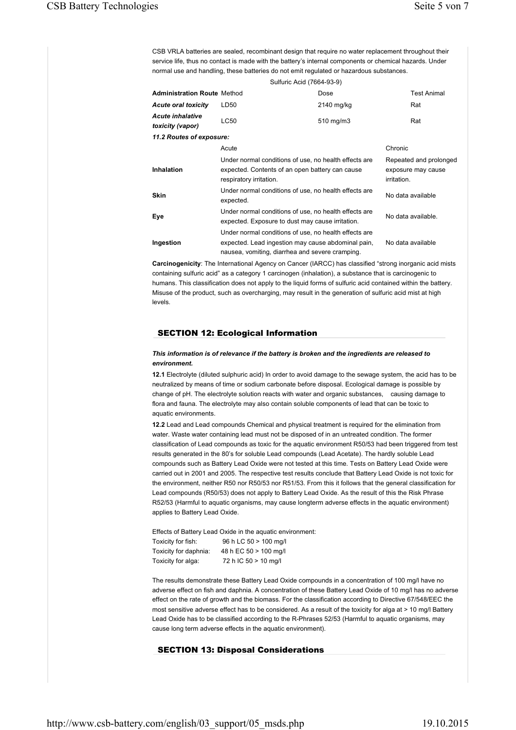CSB VRLA batteries are sealed, recombinant design that require no water replacement throughout their service life, thus no contact is made with the battery's internal components or chemical hazards. Under normal use and handling, these batteries do not emit regulated or hazardous substances.

Sulfuric Acid (7664-93-9)

| Administration Route | Method | Dose | Test Animal |
|---|---|---|---|
| *Acute oral toxicity* | LD50 | 2140 mg/kg | Rat |
| *Acute inhalative toxicity (vapor)* | LC50 | 510 mg/m3 | Rat |

***11.2 Routes of exposure:***

| | Acute | Chronic |
|---|---|---|
| **Inhalation** | Under normal conditions of use, no health effects are expected. Contents of an open battery can cause respiratory irritation. | Repeated and prolonged exposure may cause irritation. |
| **Skin** | Under normal conditions of use, no health effects are expected. | No data available |
| **Eye** | Under normal conditions of use, no health effects are expected. Exposure to dust may cause irritation. | No data available. |
| **Ingestion** | Under normal conditions of use, no health effects are expected. Lead ingestion may cause abdominal pain, nausea, vomiting, diarrhea and severe cramping. | No data available |

**Carcinogenicity**: The International Agency on Cancer (IARCC) has classified "strong inorganic acid mists containing sulfuric acid" as a category 1 carcinogen (inhalation), a substance that is carcinogenic to humans. This classification does not apply to the liquid forms of sulfuric acid contained within the battery. Misuse of the product, such as overcharging, may result in the generation of sulfuric acid mist at high levels.

## SECTION 12: Ecological Information

***This information is of relevance if the battery is broken and the ingredients are released to environment.***

**12.1** Electrolyte (diluted sulphuric acid) In order to avoid damage to the sewage system, the acid has to be neutralized by means of time or sodium carbonate before disposal. Ecological damage is possible by change of pH. The electrolyte solution reacts with water and organic substances, causing damage to flora and fauna. The electrolyte may also contain soluble components of lead that can be toxic to aquatic environments.

**12.2** Lead and Lead compounds Chemical and physical treatment is required for the elimination from water. Waste water containing lead must not be disposed of in an untreated condition. The former classification of Lead compounds as toxic for the aquatic environment R50/53 had been triggered from test results generated in the 80's for soluble Lead compounds (Lead Acetate). The hardly soluble Lead compounds such as Battery Lead Oxide were not tested at this time. Tests on Battery Lead Oxide were carried out in 2001 and 2005. The respective test results conclude that Battery Lead Oxide is not toxic for the environment, neither R50 nor R50/53 nor R51/53. From this it follows that the general classification for Lead compounds (R50/53) does not apply to Battery Lead Oxide. As the result of this the Risk Phrase R52/53 (Harmful to aquatic organisms, may cause longterm adverse effects in the aquatic environment) applies to Battery Lead Oxide.

Effects of Battery Lead Oxide in the aquatic environment:

| | |
|---|---|
| Toxicity for fish: | 96 h LC 50 > 100 mg/l |
| Toxicity for daphnia: | 48 h EC 50 > 100 mg/l |
| Toxicity for alga: | 72 h IC 50 > 10 mg/l |

The results demonstrate these Battery Lead Oxide compounds in a concentration of 100 mg/l have no adverse effect on fish and daphnia. A concentration of these Battery Lead Oxide of 10 mg/l has no adverse effect on the rate of growth and the biomass. For the classification according to Directive 67/548/EEC the most sensitive adverse effect has to be considered. As a result of the toxicity for alga at > 10 mg/l Battery Lead Oxide has to be classified according to the R-Phrases 52/53 (Harmful to aquatic organisms, may cause long term adverse effects in the aquatic environment).

## SECTION 13: Disposal Considerations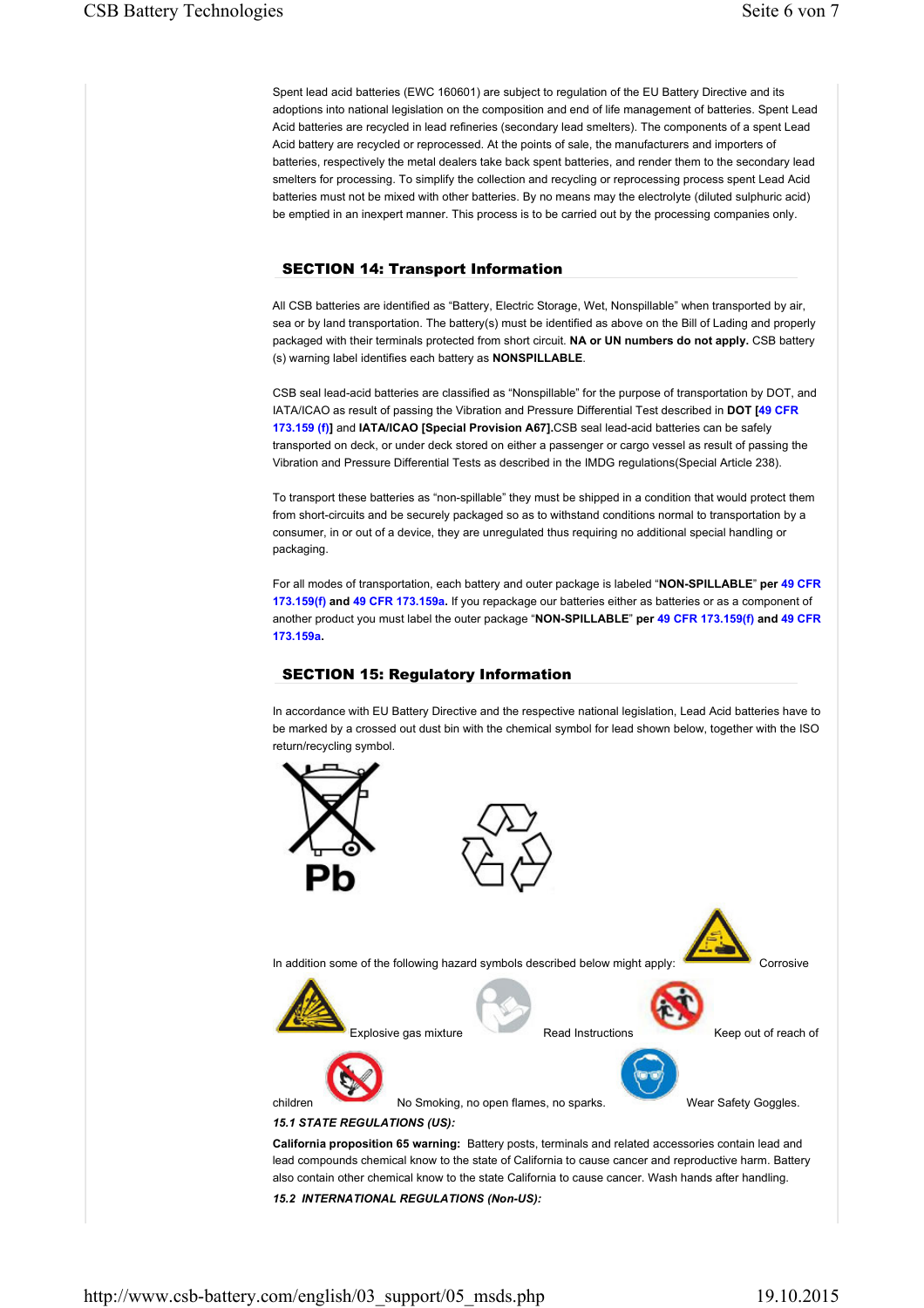Spent lead acid batteries (EWC 160601) are subject to regulation of the EU Battery Directive and its adoptions into national legislation on the composition and end of life management of batteries. Spent Lead Acid batteries are recycled in lead refineries (secondary lead smelters). The components of a spent Lead Acid battery are recycled or reprocessed. At the points of sale, the manufacturers and importers of batteries, respectively the metal dealers take back spent batteries, and render them to the secondary lead smelters for processing. To simplify the collection and recycling or reprocessing process spent Lead Acid batteries must not be mixed with other batteries. By no means may the electrolyte (diluted sulphuric acid) be emptied in an inexpert manner. This process is to be carried out by the processing companies only.

## SECTION 14: Transport Information

All CSB batteries are identified as “Battery, Electric Storage, Wet, Nonspillable” when transported by air, sea or by land transportation. The battery(s) must be identified as above on the Bill of Lading and properly packaged with their terminals protected from short circuit. **NA or UN numbers do not apply.** CSB battery (s) warning label identifies each battery as **NONSPILLABLE**.

CSB seal lead-acid batteries are classified as “Nonspillable” for the purpose of transportation by DOT, and IATA/ICAO as result of passing the Vibration and Pressure Differential Test described in **DOT [49 CFR 173.159 (f)]** and **IATA/ICAO [Special Provision A67].**CSB seal lead-acid batteries can be safely transported on deck, or under deck stored on either a passenger or cargo vessel as result of passing the Vibration and Pressure Differential Tests as described in the IMDG regulations(Special Article 238).

To transport these batteries as “non-spillable” they must be shipped in a condition that would protect them from short-circuits and be securely packaged so as to withstand conditions normal to transportation by a consumer, in or out of a device, they are unregulated thus requiring no additional special handling or packaging.

For all modes of transportation, each battery and outer package is labeled “**NON-SPILLABLE**” **per 49 CFR 173.159(f) and 49 CFR 173.159a.** If you repackage our batteries either as batteries or as a component of another product you must label the outer package “**NON-SPILLABLE**” **per 49 CFR 173.159(f) and 49 CFR 173.159a.**

## SECTION 15: Regulatory Information

In accordance with EU Battery Directive and the respective national legislation, Lead Acid batteries have to be marked by a crossed out dust bin with the chemical symbol for lead shown below, together with the ISO return/recycling symbol.

Pb

In addition some of the following hazard symbols described below might apply: Corrosive

Explosive gas mixture Read Instructions Keep out of reach of children No Smoking, no open flames, no sparks. Wear Safety Goggles.

***15.1 STATE REGULATIONS (US):***

**California proposition 65 warning:** Battery posts, terminals and related accessories contain lead and lead compounds chemical know to the state of California to cause cancer and reproductive harm. Battery also contain other chemical know to the state California to cause cancer. Wash hands after handling.

***15.2 INTERNATIONAL REGULATIONS (Non-US):***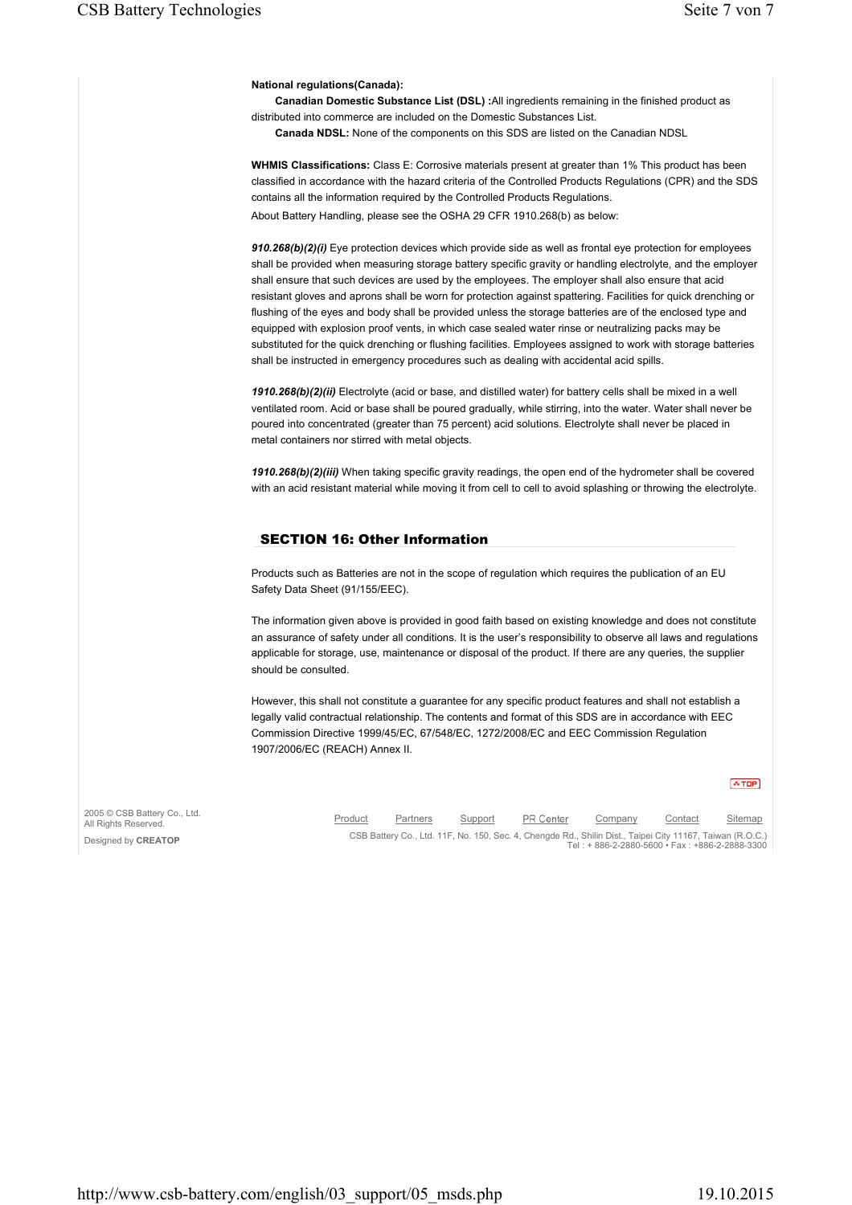**National regulations(Canada):**

**Canadian Domestic Substance List (DSL) :**All ingredients remaining in the finished product as distributed into commerce are included on the Domestic Substances List.

**Canada NDSL:** None of the components on this SDS are listed on the Canadian NDSL

**WHMIS Classifications:** Class E: Corrosive materials present at greater than 1% This product has been classified in accordance with the hazard criteria of the Controlled Products Regulations (CPR) and the SDS contains all the information required by the Controlled Products Regulations.

About Battery Handling, please see the OSHA 29 CFR 1910.268(b) as below:

***910.268(b)(2)(i)*** Eye protection devices which provide side as well as frontal eye protection for employees shall be provided when measuring storage battery specific gravity or handling electrolyte, and the employer shall ensure that such devices are used by the employees. The employer shall also ensure that acid resistant gloves and aprons shall be worn for protection against spattering. Facilities for quick drenching or flushing of the eyes and body shall be provided unless the storage batteries are of the enclosed type and equipped with explosion proof vents, in which case sealed water rinse or neutralizing packs may be substituted for the quick drenching or flushing facilities. Employees assigned to work with storage batteries shall be instructed in emergency procedures such as dealing with accidental acid spills.

***1910.268(b)(2)(ii)*** Electrolyte (acid or base, and distilled water) for battery cells shall be mixed in a well ventilated room. Acid or base shall be poured gradually, while stirring, into the water. Water shall never be poured into concentrated (greater than 75 percent) acid solutions. Electrolyte shall never be placed in metal containers nor stirred with metal objects.

***1910.268(b)(2)(iii)*** When taking specific gravity readings, the open end of the hydrometer shall be covered with an acid resistant material while moving it from cell to cell to avoid splashing or throwing the electrolyte.

## SECTION 16: Other Information

Products such as Batteries are not in the scope of regulation which requires the publication of an EU Safety Data Sheet (91/155/EEC).

The information given above is provided in good faith based on existing knowledge and does not constitute an assurance of safety under all conditions. It is the user's responsibility to observe all laws and regulations applicable for storage, use, maintenance or disposal of the product. If there are any queries, the supplier should be consulted.

However, this shall not constitute a guarantee for any specific product features and shall not establish a legally valid contractual relationship. The contents and format of this SDS are in accordance with EEC Commission Directive 1999/45/EC, 67/548/EC, 1272/2008/EC and EEC Commission Regulation 1907/2006/EC (REACH) Annex II.

2005 © CSB Battery Co., Ltd.
All Rights Reserved.

Designed by **CREATOP**

Product Partners Support PR Center Company Contact Sitemap

CSB Battery Co., Ltd. 11F, No. 150, Sec. 4, Chengde Rd., Shilin Dist., Taipei City 11167, Taiwan (R.O.C.)
Tel : + 886-2-2880-5600 • Fax : +886-2-2888-3300